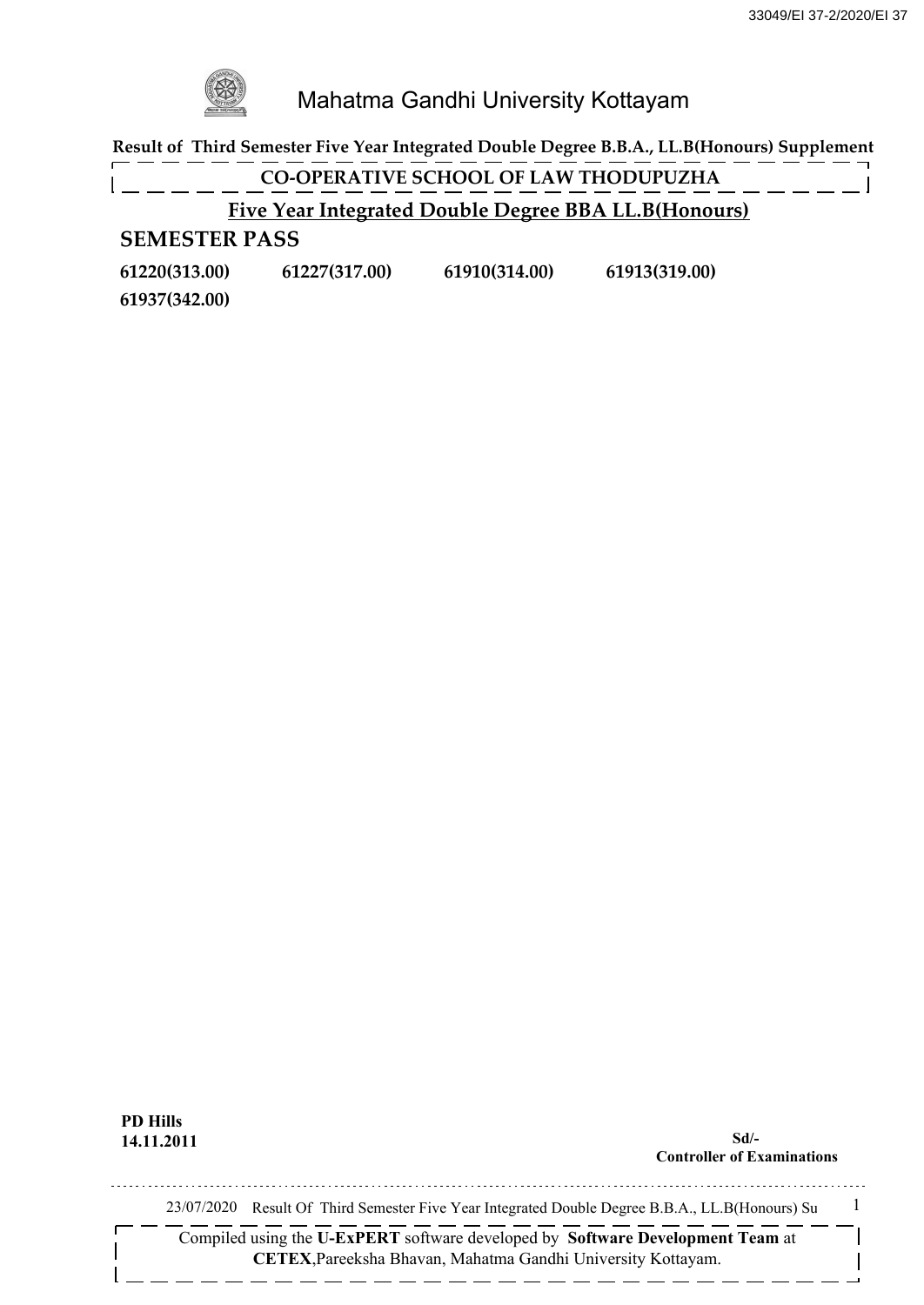# Mahatma Gandhi University Kottayam

**Result of Third Semester Five Year Integrated Double Degree B.B.A., LL.B(Honours) Supplement**

## CO-OPERATIVE SCHOOL OF LAW THODUPUZHA

### Five Year Integrated Double Degree BBA LL.B(Honours)

## SEMESTER PASS

**61220(313.00)** **61227(317.00)** **61910(314.00)** **61913(319.00)** **61937(342.00)**

**PD Hills**
**14.11.2011**

**Sd/-**
**Controller of Examinations**

23/07/2020 Result Of Third Semester Five Year Integrated Double Degree B.B.A., LL.B(Honours) Su

Compiled using the **U-ExPERT** software developed by **Software Development Team** at **CETEX**, Pareeksha Bhavan, Mahatma Gandhi University Kottayam.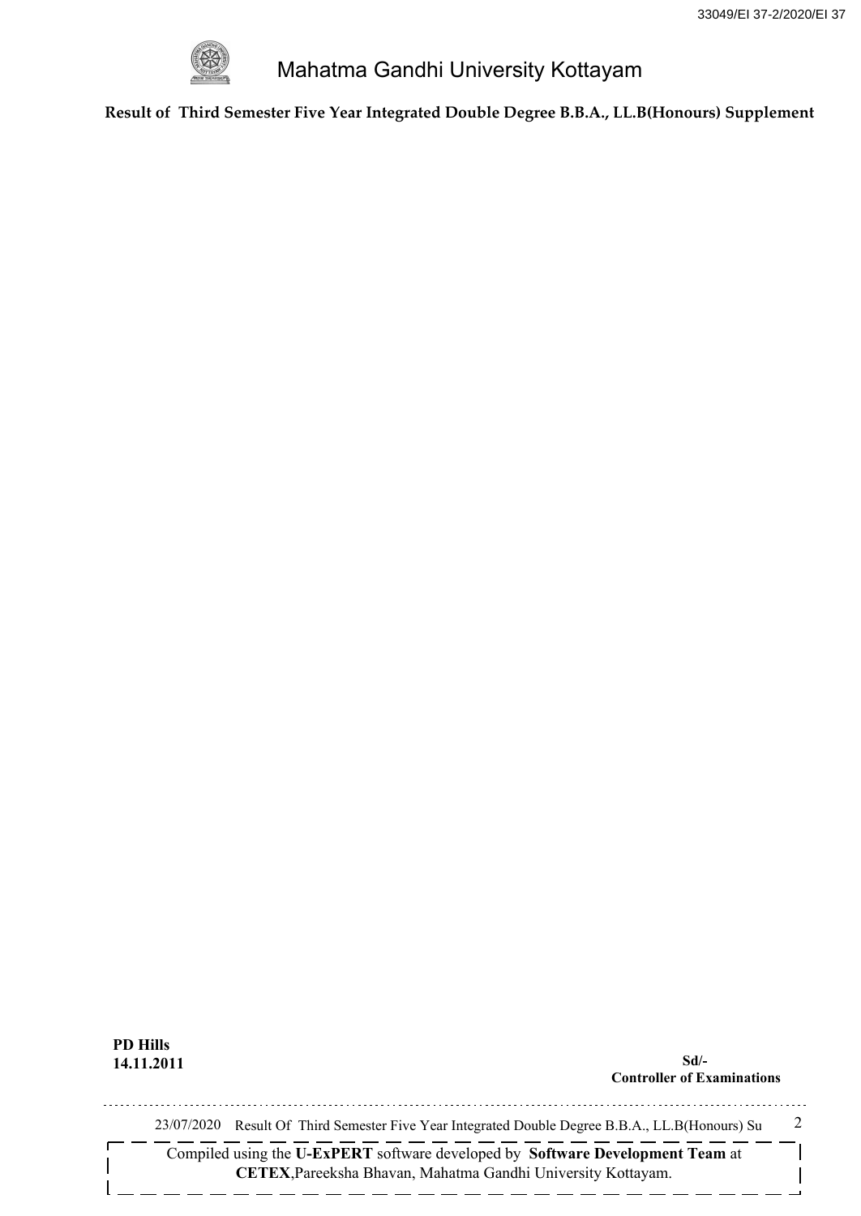# Mahatma Gandhi University Kottayam

**Result of Third Semester Five Year Integrated Double Degree B.B.A., LL.B(Honours) Supplement**

**PD Hills**
**14.11.2011**

**Sd/-**
**Controller of Examinations**

23/07/2020 Result Of Third Semester Five Year Integrated Double Degree B.B.A., LL.B(Honours) Su

Compiled using the **U-ExPERT** software developed by **Software Development Team** at **CETEX**,Pareeksha Bhavan, Mahatma Gandhi University Kottayam.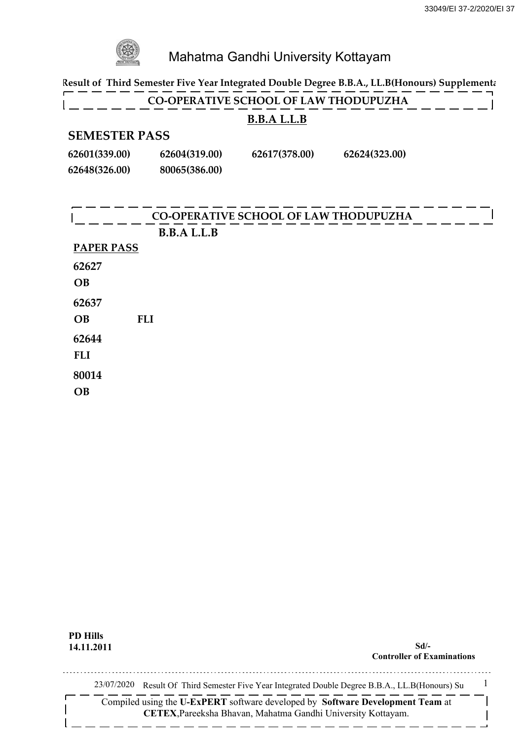# Mahatma Gandhi University Kottayam

**Result of Third Semester Five Year Integrated Double Degree B.B.A., LL.B(Honours) Supplementa**

## CO-OPERATIVE SCHOOL OF LAW THODUPUZHA

**B.B.A L.L.B**

### SEMESTER PASS

| | | | |
|---|---|---|---|
| **62601(339.00)** | **62604(319.00)** | **62617(378.00)** | **62624(323.00)** |
| **62648(326.00)** | **80065(386.00)** | | |

## CO-OPERATIVE SCHOOL OF LAW THODUPUZHA

**B.B.A L.L.B**

**PAPER PASS**

**62627**

**OB**

**62637**

**OB** **FLI**

**62644**

**FLI**

**80014**

**OB**

**PD Hills**
**14.11.2011**

**Sd/-**
**Controller of Examinations**

23/07/2020 Result Of Third Semester Five Year Integrated Double Degree B.B.A., LL.B(Honours) Su

Compiled using the **U-ExPERT** software developed by **Software Development Team** at **CETEX**,Pareeksha Bhavan, Mahatma Gandhi University Kottayam.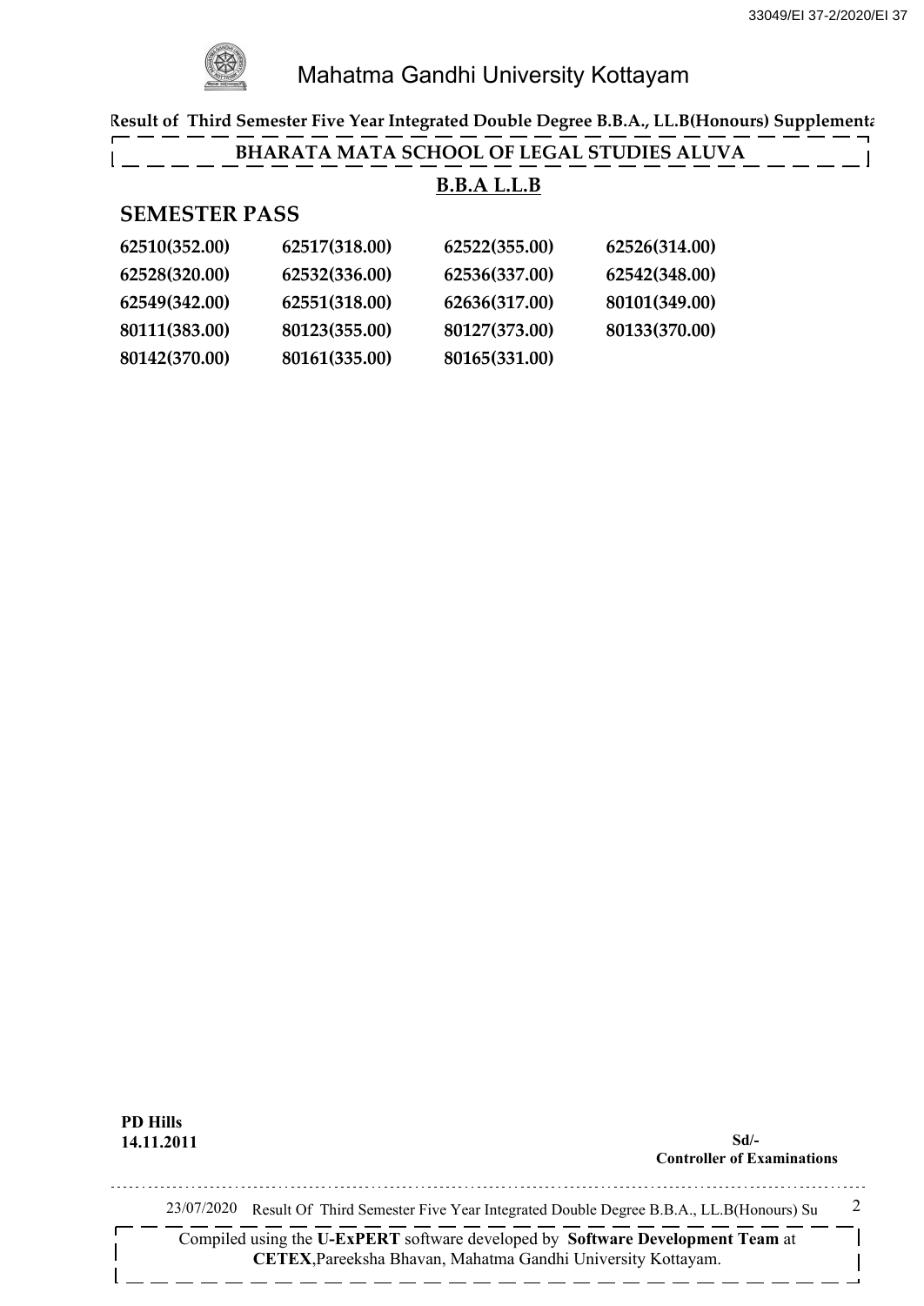# Mahatma Gandhi University Kottayam

**Result of Third Semester Five Year Integrated Double Degree B.B.A., LL.B(Honours) Supplementa**

## BHARATA MATA SCHOOL OF LEGAL STUDIES ALUVA

### B.B.A L.L.B

### SEMESTER PASS

| | | | |
|---|---|---|---|
| **62510(352.00)** | **62517(318.00)** | **62522(355.00)** | **62526(314.00)** |
| **62528(320.00)** | **62532(336.00)** | **62536(337.00)** | **62542(348.00)** |
| **62549(342.00)** | **62551(318.00)** | **62636(317.00)** | **80101(349.00)** |
| **80111(383.00)** | **80123(355.00)** | **80127(373.00)** | **80133(370.00)** |
| **80142(370.00)** | **80161(335.00)** | **80165(331.00)** | |

**PD Hills**
**14.11.2011**

**Sd/-**
**Controller of Examinations**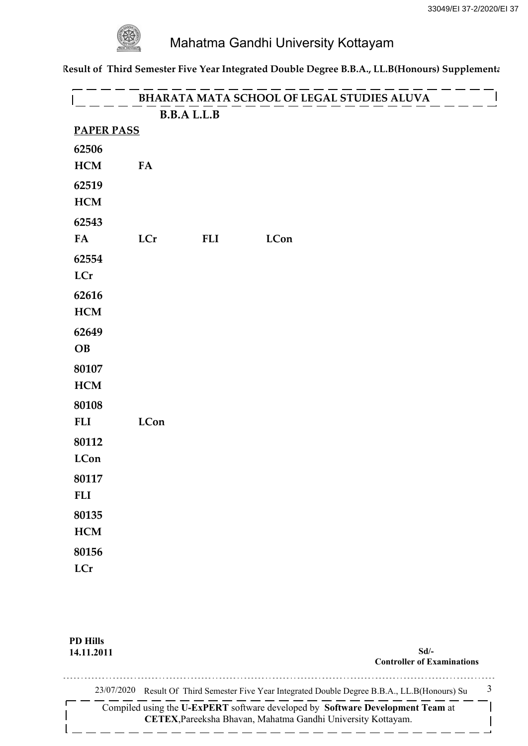# Mahatma Gandhi University Kottayam

**Result of Third Semester Five Year Integrated Double Degree B.B.A., LL.B(Honours) Supplementa**

## BHARATA MATA SCHOOL OF LEGAL STUDIES ALUVA

### B.B.A L.L.B

**PAPER PASS**

**62506**
**HCM** **FA**

**62519**
**HCM**

**62543**
**FA** **LCr** **FLI** **LCon**

**62554**
**LCr**

**62616**
**HCM**

**62649**
**OB**

**80107**
**HCM**

**80108**
**FLI** **LCon**

**80112**
**LCon**

**80117**
**FLI**

**80135**
**HCM**

**80156**
**LCr**

**PD Hills**
**14.11.2011**

**Sd/-**
**Controller of Examinations**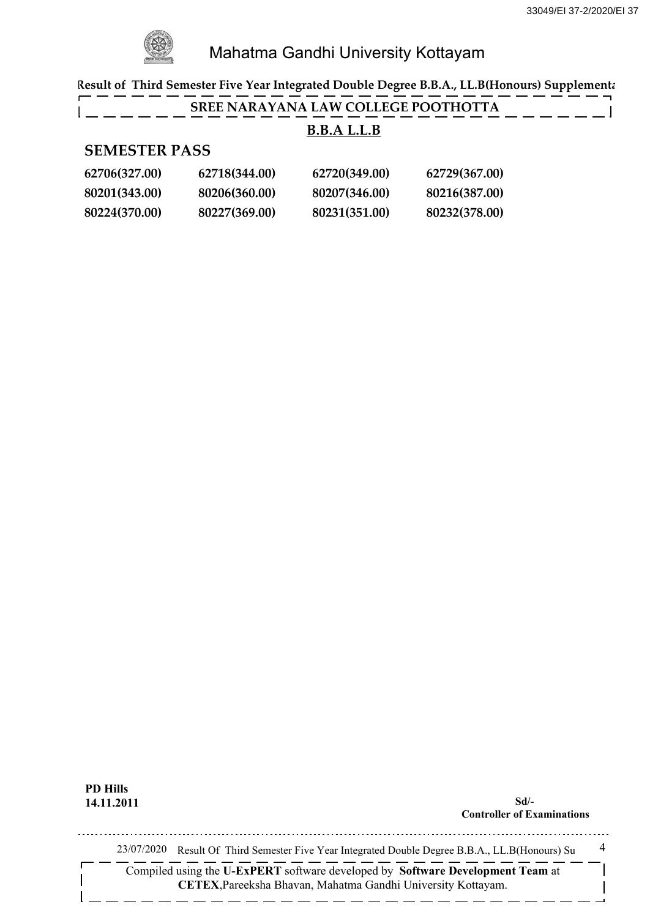# Mahatma Gandhi University Kottayam

**Result of Third Semester Five Year Integrated Double Degree B.B.A., LL.B(Honours) Supplementa**

**SREE NARAYANA LAW COLLEGE POOTHOTTA**

**B.B.A L.L.B**

## SEMESTER PASS

| | | | |
|---|---|---|---|
| 62706(327.00) | 62718(344.00) | 62720(349.00) | 62729(367.00) |
| 80201(343.00) | 80206(360.00) | 80207(346.00) | 80216(387.00) |
| 80224(370.00) | 80227(369.00) | 80231(351.00) | 80232(378.00) |

**PD Hills**
**14.11.2011**

**Sd/-**
**Controller of Examinations**

23/07/2020 Result Of Third Semester Five Year Integrated Double Degree B.B.A., LL.B(Honours) Su

Compiled using the **U-ExPERT** software developed by **Software Development Team** at **CETEX**, Pareeksha Bhavan, Mahatma Gandhi University Kottayam.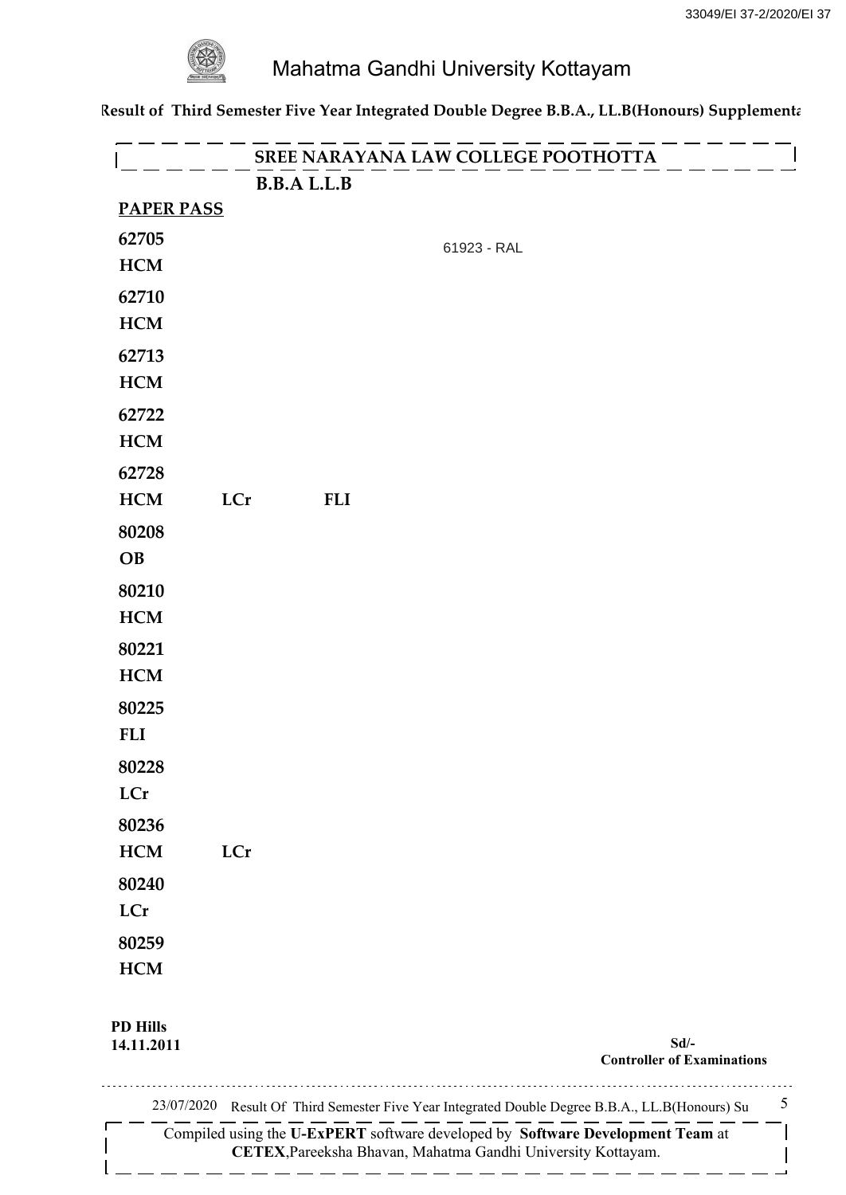# Mahatma Gandhi University Kottayam

**Result of Third Semester Five Year Integrated Double Degree B.B.A., LL.B(Honours) Supplementa**

## SREE NARAYANA LAW COLLEGE POOTHOTTA

### B.B.A L.L.B

**PAPER PASS**

61923 - RAL

**62705**
**HCM**

**62710**
**HCM**

**62713**
**HCM**

**62722**
**HCM**

**62728**
**HCM** **LCr** **FLI**

**80208**
**OB**

**80210**
**HCM**

**80221**
**HCM**

**80225**
**FLI**

**80228**
**LCr**

**80236**
**HCM** **LCr**

**80240**
**LCr**

**80259**
**HCM**

**PD Hills**
**14.11.2011**

**Sd/-**
**Controller of Examinations**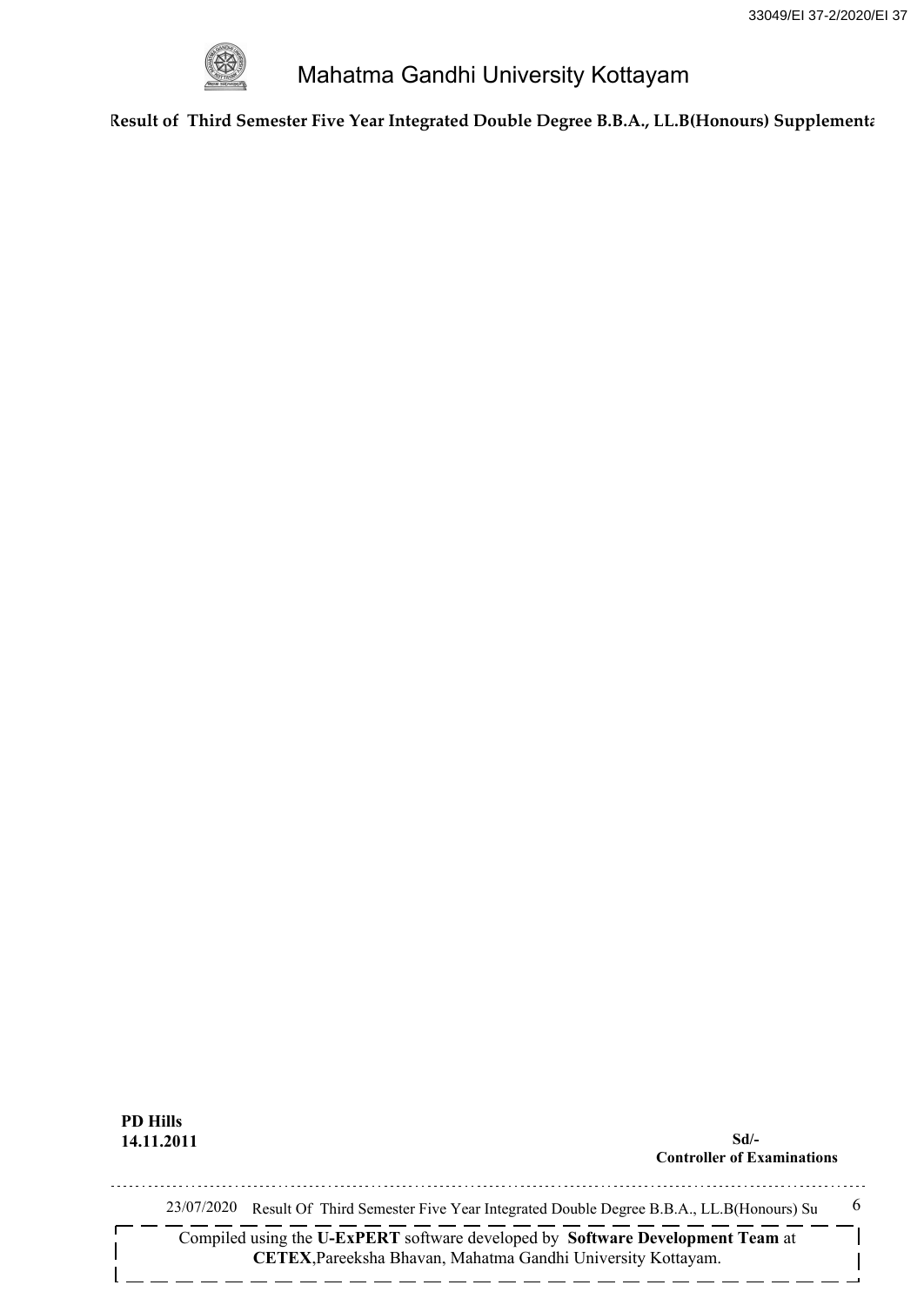# Mahatma Gandhi University Kottayam

**Result of Third Semester Five Year Integrated Double Degree B.B.A., LL.B(Honours) Supplementa**

**PD Hills**
**14.11.2011**

**Sd/-**
**Controller of Examinations**

Compiled using the **U-ExPERT** software developed by **Software Development Team** at **CETEX**,Pareeksha Bhavan, Mahatma Gandhi University Kottayam.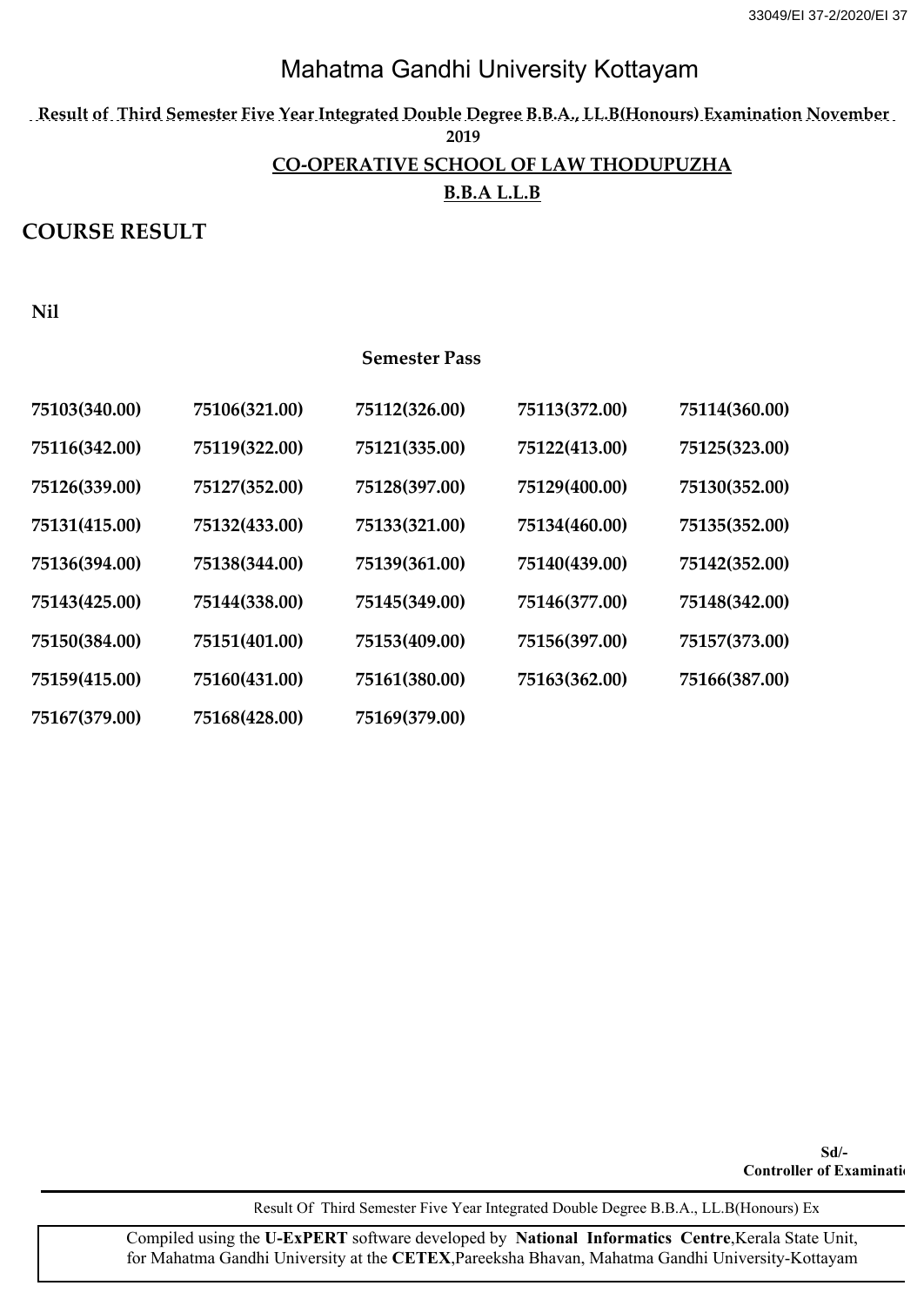# Mahatma Gandhi University Kottayam

**Result of Third Semester Five Year Integrated Double Degree B.B.A., LL.B(Honours) Examination November 2019**

**CO-OPERATIVE SCHOOL OF LAW THODUPUZHA**

**B.B.A L.L.B**

## COURSE RESULT

**Nil**

**Semester Pass**

| | | | | |
|---|---|---|---|---|
| 75103(340.00) | 75106(321.00) | 75112(326.00) | 75113(372.00) | 75114(360.00) |
| 75116(342.00) | 75119(322.00) | 75121(335.00) | 75122(413.00) | 75125(323.00) |
| 75126(339.00) | 75127(352.00) | 75128(397.00) | 75129(400.00) | 75130(352.00) |
| 75131(415.00) | 75132(433.00) | 75133(321.00) | 75134(460.00) | 75135(352.00) |
| 75136(394.00) | 75138(344.00) | 75139(361.00) | 75140(439.00) | 75142(352.00) |
| 75143(425.00) | 75144(338.00) | 75145(349.00) | 75146(377.00) | 75148(342.00) |
| 75150(384.00) | 75151(401.00) | 75153(409.00) | 75156(397.00) | 75157(373.00) |
| 75159(415.00) | 75160(431.00) | 75161(380.00) | 75163(362.00) | 75166(387.00) |
| 75167(379.00) | 75168(428.00) | 75169(379.00) | | |

Sd/-
**Controller of Examinations**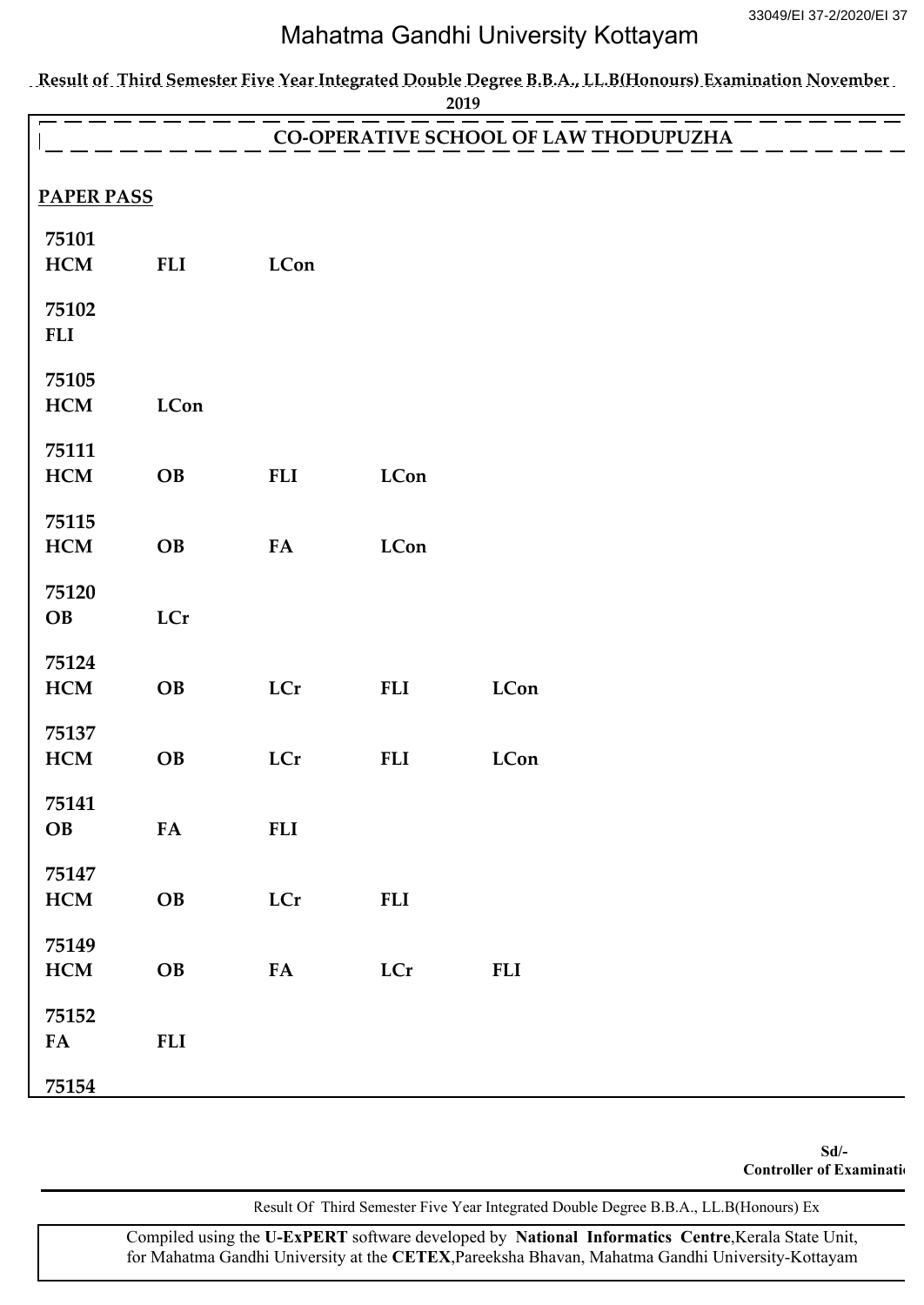# Mahatma Gandhi University Kottayam

**Result of Third Semester Five Year Integrated Double Degree B.B.A., LL.B(Honours) Examination November 2019**

## CO-OPERATIVE SCHOOL OF LAW THODUPUZHA

**PAPER PASS**

**75101**
**HCM** **FLI** **LCon**

**75102**
**FLI**

**75105**
**HCM** **LCon**

**75111**
**HCM** **OB** **FLI** **LCon**

**75115**
**HCM** **OB** **FA** **LCon**

**75120**
**OB** **LCr**

**75124**
**HCM** **OB** **LCr** **FLI** **LCon**

**75137**
**HCM** **OB** **LCr** **FLI** **LCon**

**75141**
**OB** **FA** **FLI**

**75147**
**HCM** **OB** **LCr** **FLI**

**75149**
**HCM** **OB** **FA** **LCr** **FLI**

**75152**
**FA** **FLI**

**75154**

**Sd/-**
**Controller of Examinati**

Result Of Third Semester Five Year Integrated Double Degree B.B.A., LL.B(Honours) Ex

Compiled using the **U-ExPERT** software developed by **National Informatics Centre**,Kerala State Unit, for Mahatma Gandhi University at the **CETEX**,Pareeksha Bhavan, Mahatma Gandhi University-Kottayam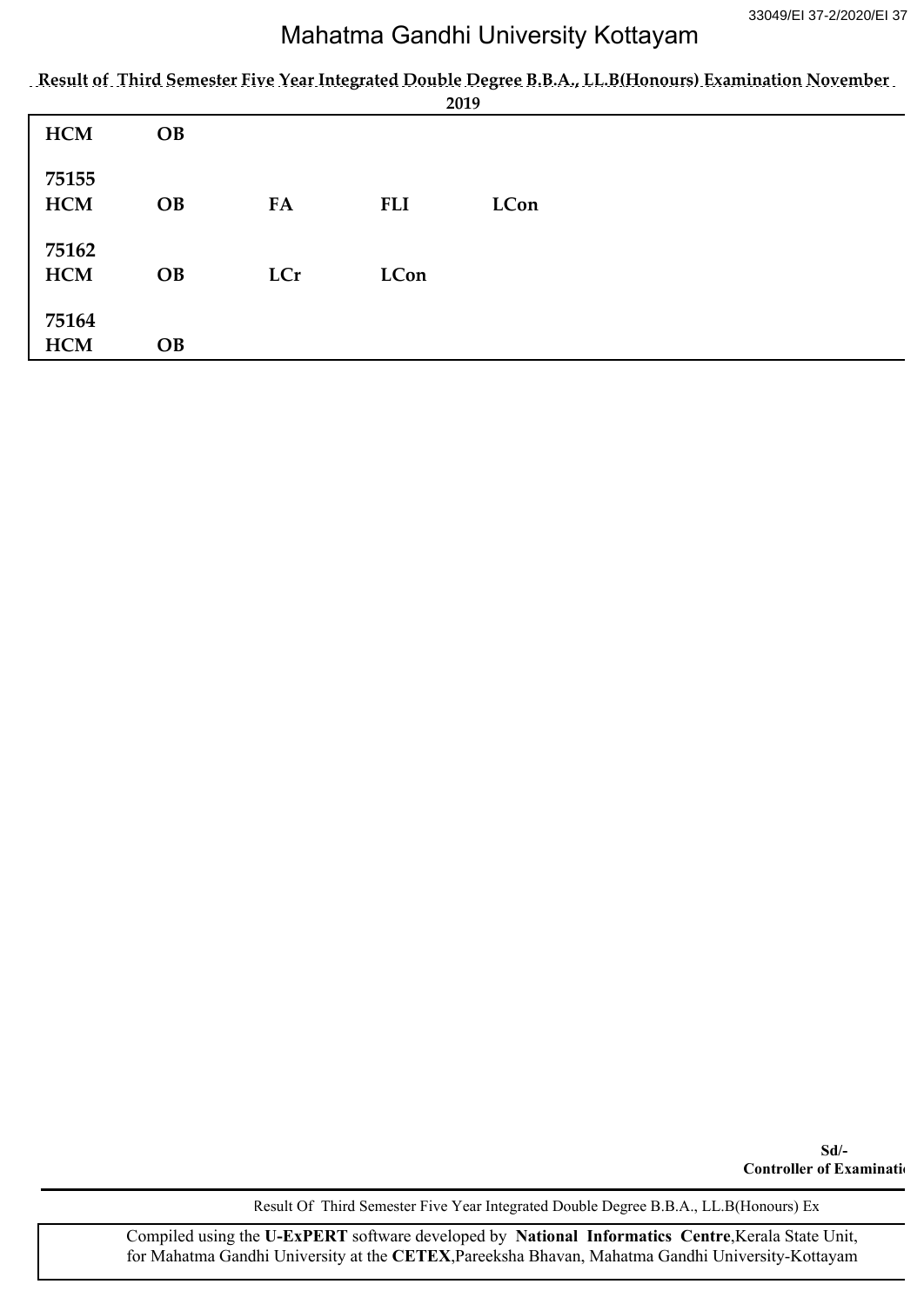Mahatma Gandhi University Kottayam

**Result of Third Semester Five Year Integrated Double Degree B.B.A., LL.B(Honours) Examination November 2019**

| | | | | |
|---|---|---|---|---|
| **HCM** | **OB** | | | |
| **75155** | | | | |
| **HCM** | **OB** | **FA** | **FLI** | **LCon** |
| **75162** | | | | |
| **HCM** | **OB** | **LCr** | **LCon** | |
| **75164** | | | | |
| **HCM** | **OB** | | | |

**Sd/-**
**Controller of Examinati**

Result Of Third Semester Five Year Integrated Double Degree B.B.A., LL.B(Honours) Ex

Compiled using the **U-ExPERT** software developed by **National Informatics Centre**,Kerala State Unit, for Mahatma Gandhi University at the **CETEX**,Pareeksha Bhavan, Mahatma Gandhi University-Kottayam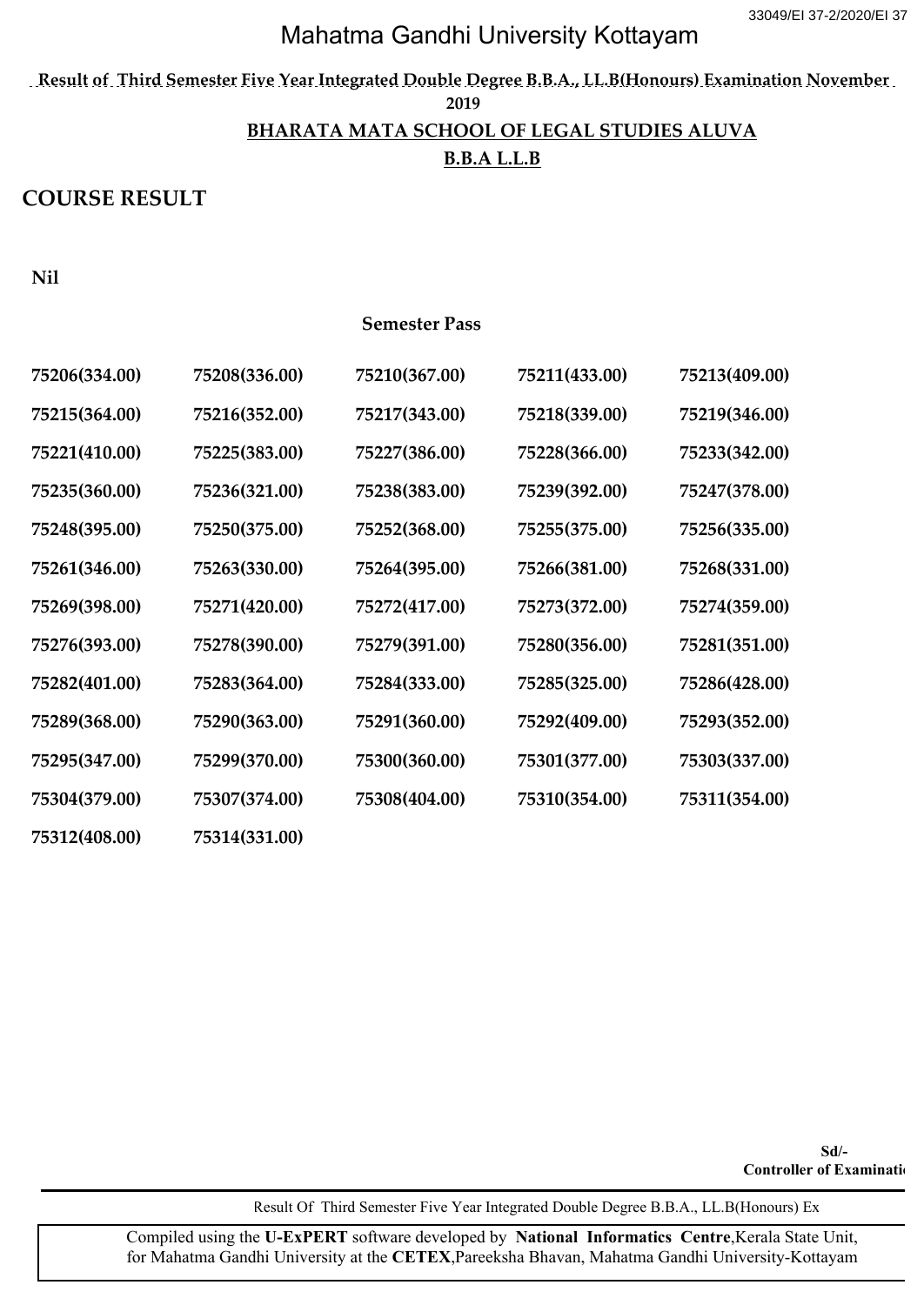# Mahatma Gandhi University Kottayam

**Result of Third Semester Five Year Integrated Double Degree B.B.A., LL.B(Honours) Examination November 2019**

**BHARATA MATA SCHOOL OF LEGAL STUDIES ALUVA**

**B.B.A L.L.B**

## COURSE RESULT

**Nil**

**Semester Pass**

| | | | | |
|---|---|---|---|---|
| **75206(334.00)** | **75208(336.00)** | **75210(367.00)** | **75211(433.00)** | **75213(409.00)** |
| **75215(364.00)** | **75216(352.00)** | **75217(343.00)** | **75218(339.00)** | **75219(346.00)** |
| **75221(410.00)** | **75225(383.00)** | **75227(386.00)** | **75228(366.00)** | **75233(342.00)** |
| **75235(360.00)** | **75236(321.00)** | **75238(383.00)** | **75239(392.00)** | **75247(378.00)** |
| **75248(395.00)** | **75250(375.00)** | **75252(368.00)** | **75255(375.00)** | **75256(335.00)** |
| **75261(346.00)** | **75263(330.00)** | **75264(395.00)** | **75266(381.00)** | **75268(331.00)** |
| **75269(398.00)** | **75271(420.00)** | **75272(417.00)** | **75273(372.00)** | **75274(359.00)** |
| **75276(393.00)** | **75278(390.00)** | **75279(391.00)** | **75280(356.00)** | **75281(351.00)** |
| **75282(401.00)** | **75283(364.00)** | **75284(333.00)** | **75285(325.00)** | **75286(428.00)** |
| **75289(368.00)** | **75290(363.00)** | **75291(360.00)** | **75292(409.00)** | **75293(352.00)** |
| **75295(347.00)** | **75299(370.00)** | **75300(360.00)** | **75301(377.00)** | **75303(337.00)** |
| **75304(379.00)** | **75307(374.00)** | **75308(404.00)** | **75310(354.00)** | **75311(354.00)** |
| **75312(408.00)** | **75314(331.00)** | | | |

**Sd/-**
**Controller of Examinations**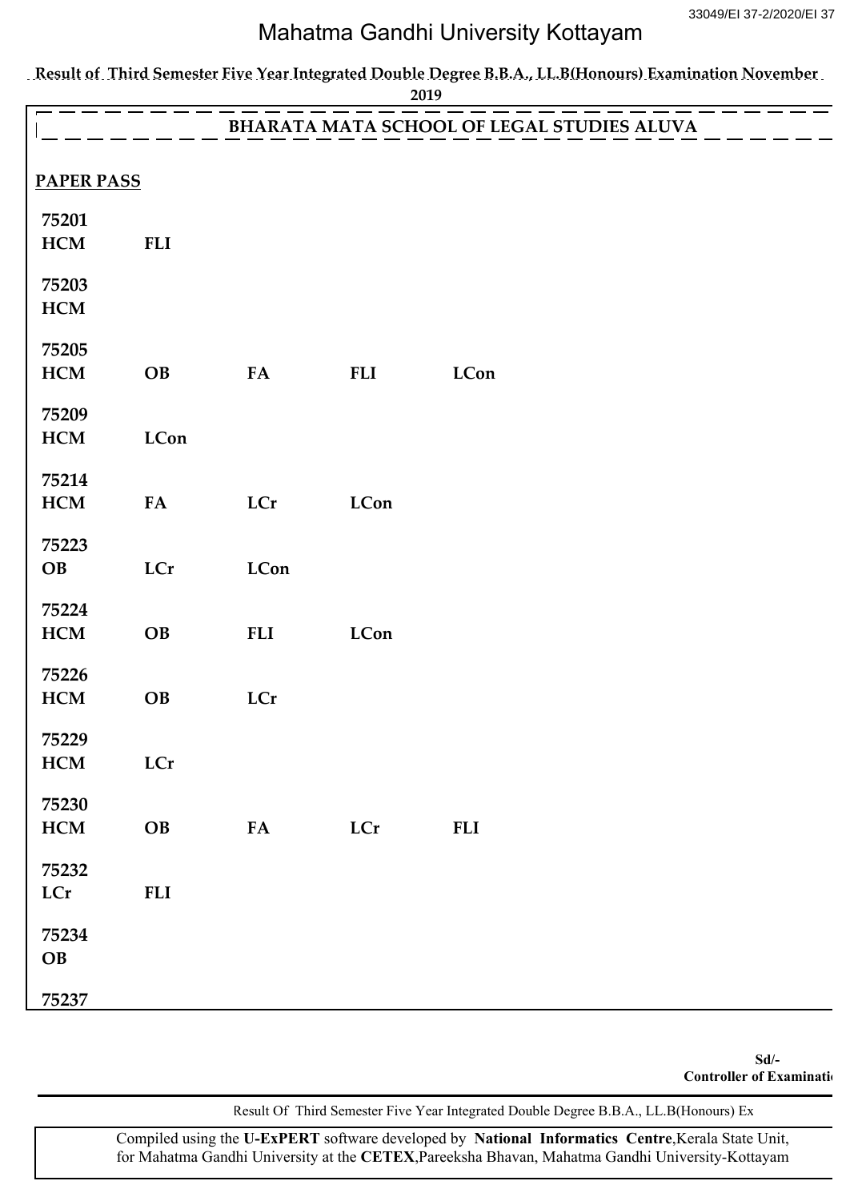# Mahatma Gandhi University Kottayam

**Result of Third Semester Five Year Integrated Double Degree B.B.A., LL.B(Honours) Examination November 2019**

## BHARATA MATA SCHOOL OF LEGAL STUDIES ALUVA

**PAPER PASS**

**75201**
**HCM FLI**

**75203**
**HCM**

**75205**
**HCM OB FA FLI LCon**

**75209**
**HCM LCon**

**75214**
**HCM FA LCr LCon**

**75223**
**OB LCr LCon**

**75224**
**HCM OB FLI LCon**

**75226**
**HCM OB LCr**

**75229**
**HCM LCr**

**75230**
**HCM OB FA LCr FLI**

**75232**
**LCr FLI**

**75234**
**OB**

**75237**

**Sd/-**
**Controller of Examinati**

Result Of Third Semester Five Year Integrated Double Degree B.B.A., LL.B(Honours) Ex

Compiled using the **U-ExPERT** software developed by **National Informatics Centre**,Kerala State Unit, for Mahatma Gandhi University at the **CETEX**,Pareeksha Bhavan, Mahatma Gandhi University-Kottayam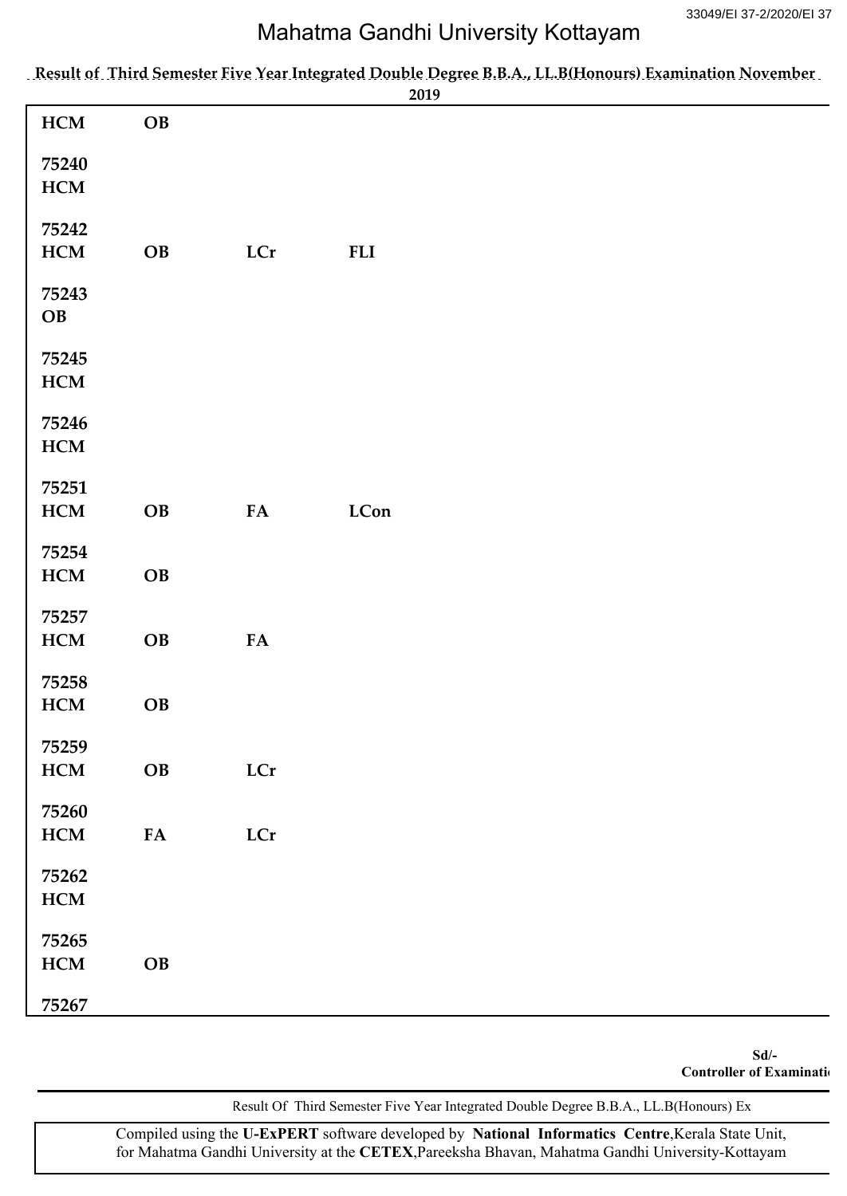# Mahatma Gandhi University Kottayam

**Result of Third Semester Five Year Integrated Double Degree B.B.A., LL.B(Honours) Examination November 2019**

**HCM** **OB**

**75240**
**HCM**

**75242**
**HCM** **OB** **LCr** **FLI**

**75243**
**OB**

**75245**
**HCM**

**75246**
**HCM**

**75251**
**HCM** **OB** **FA** **LCon**

**75254**
**HCM** **OB**

**75257**
**HCM** **OB** **FA**

**75258**
**HCM** **OB**

**75259**
**HCM** **OB** **LCr**

**75260**
**HCM** **FA** **LCr**

**75262**
**HCM**

**75265**
**HCM** **OB**

**75267**

**Sd/-**
**Controller of Examinati**

Result Of Third Semester Five Year Integrated Double Degree B.B.A., LL.B(Honours) Ex

Compiled using the **U-ExPERT** software developed by **National Informatics Centre**,Kerala State Unit, for Mahatma Gandhi University at the **CETEX**,Pareeksha Bhavan, Mahatma Gandhi University-Kottayam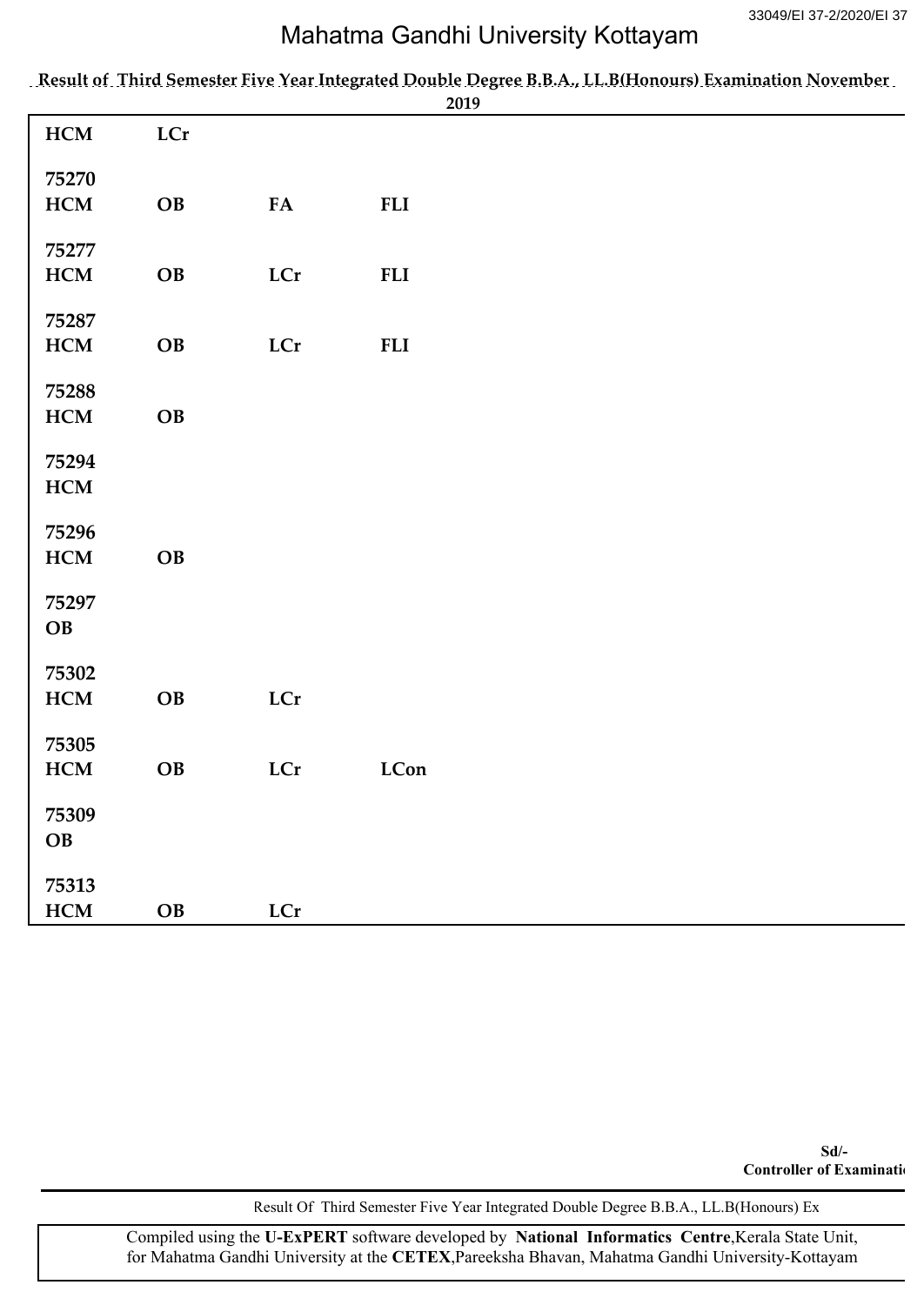## Mahatma Gandhi University Kottayam

**Result of Third Semester Five Year Integrated Double Degree B.B.A., LL.B(Honours) Examination November 2019**

| | | | |
|---|---|---|---|
| **HCM** | **LCr** | | |
| **75270** | | | |
| **HCM** | **OB** | **FA** | **FLI** |
| **75277** | | | |
| **HCM** | **OB** | **LCr** | **FLI** |
| **75287** | | | |
| **HCM** | **OB** | **LCr** | **FLI** |
| **75288** | | | |
| **HCM** | **OB** | | |
| **75294** | | | |
| **HCM** | | | |
| **75296** | | | |
| **HCM** | **OB** | | |
| **75297** | | | |
| **OB** | | | |
| **75302** | | | |
| **HCM** | **OB** | **LCr** | |
| **75305** | | | |
| **HCM** | **OB** | **LCr** | **LCon** |
| **75309** | | | |
| **OB** | | | |
| **75313** | | | |
| **HCM** | **OB** | **LCr** | |

**Sd/-**
**Controller of Examinations**

Compiled using the **U-ExPERT** software developed by **National Informatics Centre**, Kerala State Unit, for Mahatma Gandhi University at the **CETEX**, Pareeksha Bhavan, Mahatma Gandhi University-Kottayam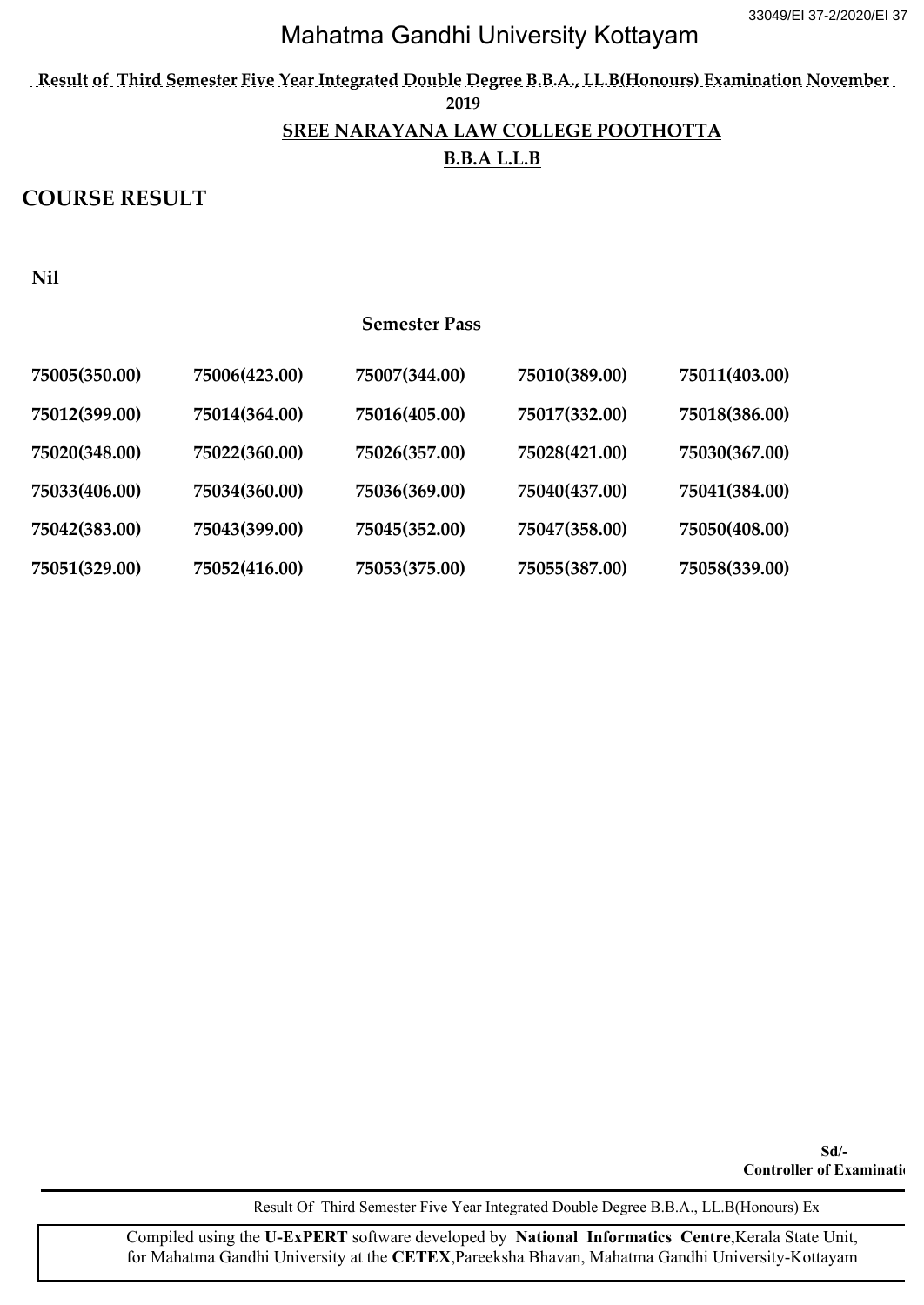# Mahatma Gandhi University Kottayam

**Result of Third Semester Five Year Integrated Double Degree B.B.A., LL.B(Honours) Examination November 2019**

**SREE NARAYANA LAW COLLEGE POOTHOTTA**

**B.B.A L.L.B**

## COURSE RESULT

**Nil**

**Semester Pass**

| | | | | |
|---|---|---|---|---|
| **75005(350.00)** | **75006(423.00)** | **75007(344.00)** | **75010(389.00)** | **75011(403.00)** |
| **75012(399.00)** | **75014(364.00)** | **75016(405.00)** | **75017(332.00)** | **75018(386.00)** |
| **75020(348.00)** | **75022(360.00)** | **75026(357.00)** | **75028(421.00)** | **75030(367.00)** |
| **75033(406.00)** | **75034(360.00)** | **75036(369.00)** | **75040(437.00)** | **75041(384.00)** |
| **75042(383.00)** | **75043(399.00)** | **75045(352.00)** | **75047(358.00)** | **75050(408.00)** |
| **75051(329.00)** | **75052(416.00)** | **75053(375.00)** | **75055(387.00)** | **75058(339.00)** |

**Sd/-**
**Controller of Examinatio**

Result Of Third Semester Five Year Integrated Double Degree B.B.A., LL.B(Honours) Ex

Compiled using the **U-ExPERT** software developed by **National Informatics Centre**,Kerala State Unit, for Mahatma Gandhi University at the **CETEX**,Pareeksha Bhavan, Mahatma Gandhi University-Kottayam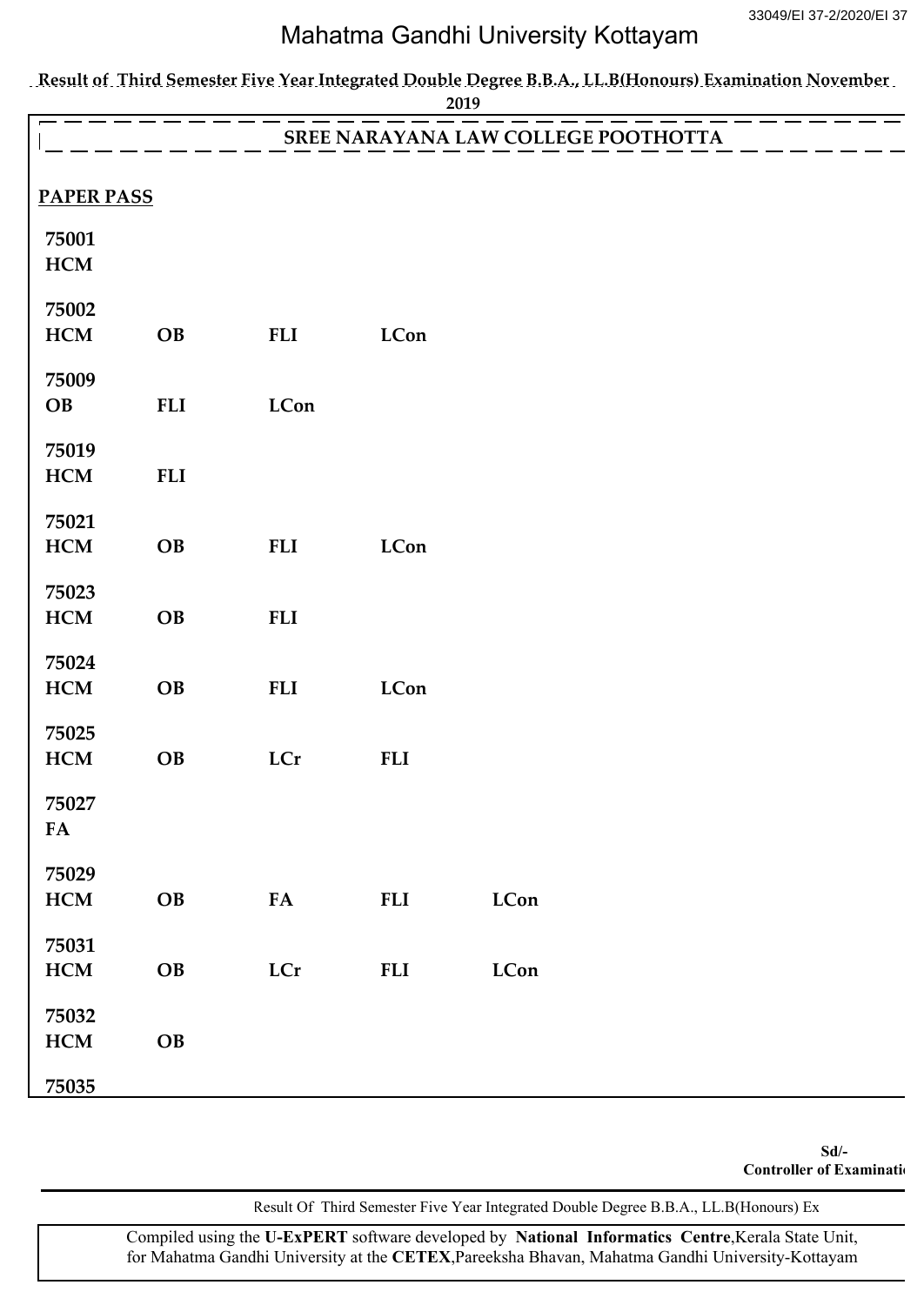# Mahatma Gandhi University Kottayam

**Result of Third Semester Five Year Integrated Double Degree B.B.A., LL.B(Honours) Examination November 2019**

**SREE NARAYANA LAW COLLEGE POOTHOTTA**

**PAPER PASS**

**75001**
**HCM**

**75002**
**HCM OB FLI LCon**

**75009**
**OB FLI LCon**

**75019**
**HCM FLI**

**75021**
**HCM OB FLI LCon**

**75023**
**HCM OB FLI**

**75024**
**HCM OB FLI LCon**

**75025**
**HCM OB LCr FLI**

**75027**
**FA**

**75029**
**HCM OB FA FLI LCon**

**75031**
**HCM OB LCr FLI LCon**

**75032**
**HCM OB**

**75035**

**Sd/-**
**Controller of Examinations**

Result Of Third Semester Five Year Integrated Double Degree B.B.A., LL.B(Honours) Ex

Compiled using the **U-ExPERT** software developed by **National Informatics Centre**, Kerala State Unit, for Mahatma Gandhi University at the **CETEX**, Pareeksha Bhavan, Mahatma Gandhi University-Kottayam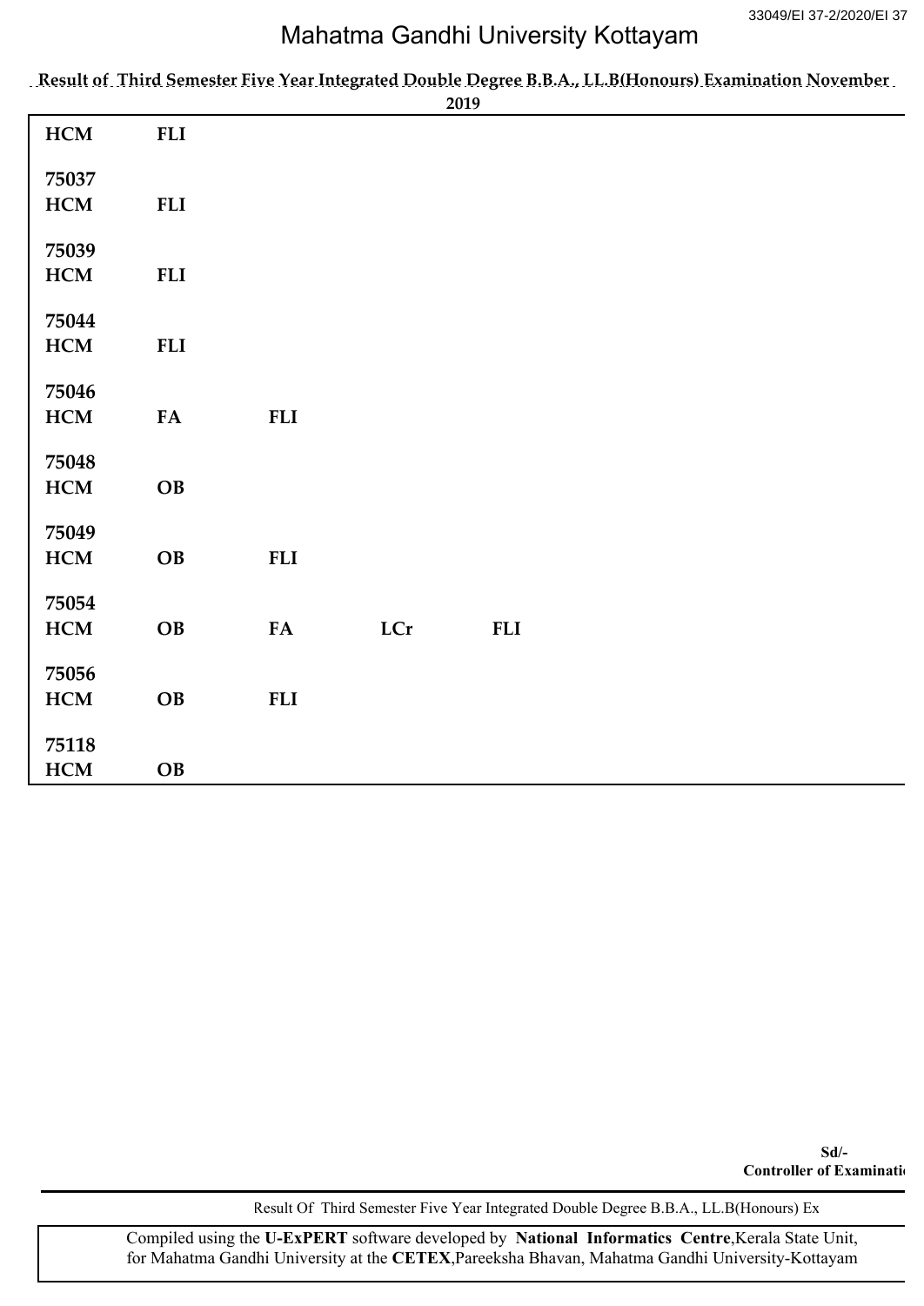Mahatma Gandhi University Kottayam

**Result of Third Semester Five Year Integrated Double Degree B.B.A., LL.B(Honours) Examination November 2019**

| | | | | |
|---|---|---|---|---|
| **HCM** | **FLI** | | | |
| **75037** | | | | |
| **HCM** | **FLI** | | | |
| **75039** | | | | |
| **HCM** | **FLI** | | | |
| **75044** | | | | |
| **HCM** | **FLI** | | | |
| **75046** | | | | |
| **HCM** | **FA** | **FLI** | | |
| **75048** | | | | |
| **HCM** | **OB** | | | |
| **75049** | | | | |
| **HCM** | **OB** | **FLI** | | |
| **75054** | | | | |
| **HCM** | **OB** | **FA** | **LCr** | **FLI** |
| **75056** | | | | |
| **HCM** | **OB** | **FLI** | | |
| **75118** | | | | |
| **HCM** | **OB** | | | |

**Sd/-**
**Controller of Examinati**

Result Of Third Semester Five Year Integrated Double Degree B.B.A., LL.B(Honours) Ex

Compiled using the **U-ExPERT** software developed by **National Informatics Centre**,Kerala State Unit, for Mahatma Gandhi University at the **CETEX**,Pareeksha Bhavan, Mahatma Gandhi University-Kottayam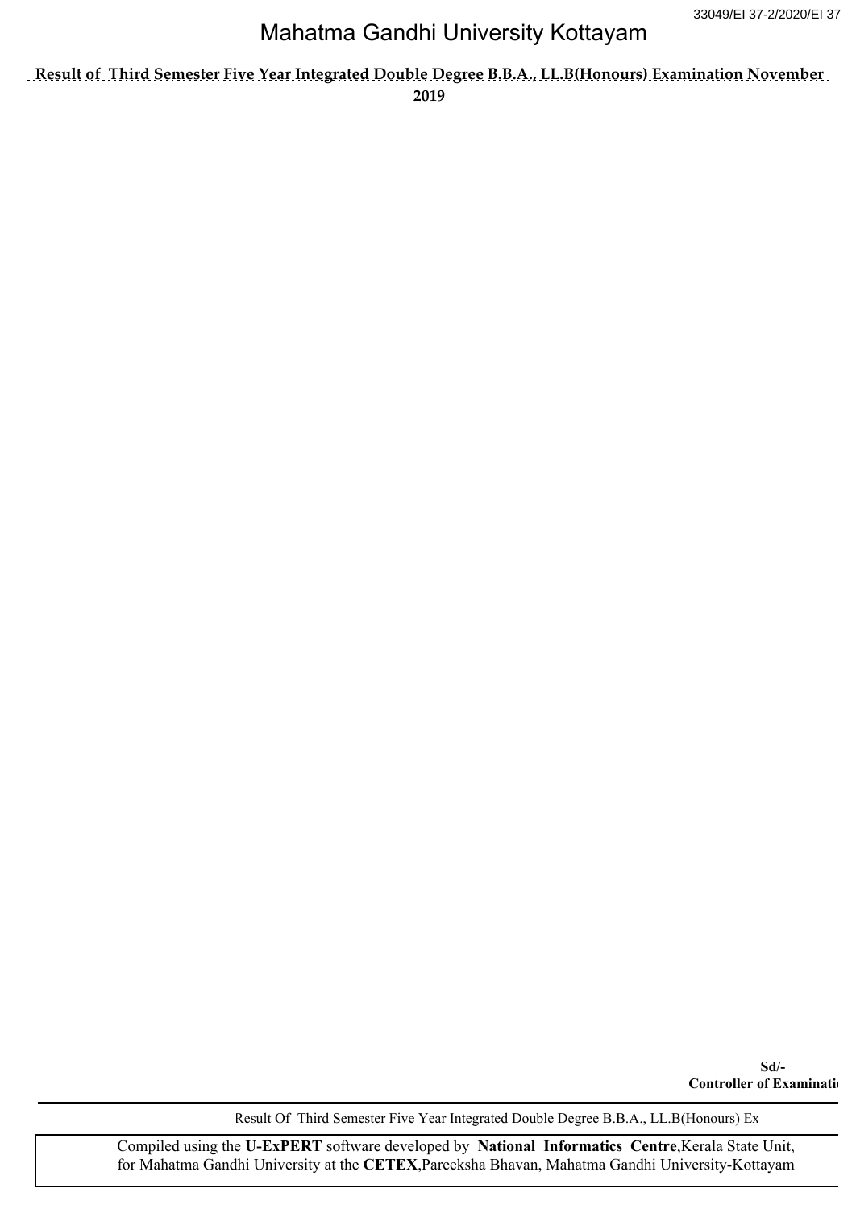# Mahatma Gandhi University Kottayam

**Result of Third Semester Five Year Integrated Double Degree B.B.A., LL.B(Honours) Examination November 2019**

**Sd/-**
**Controller of Examinati**

Compiled using the **U-ExPERT** software developed by **National Informatics Centre**,Kerala State Unit, for Mahatma Gandhi University at the **CETEX**,Pareeksha Bhavan, Mahatma Gandhi University-Kottayam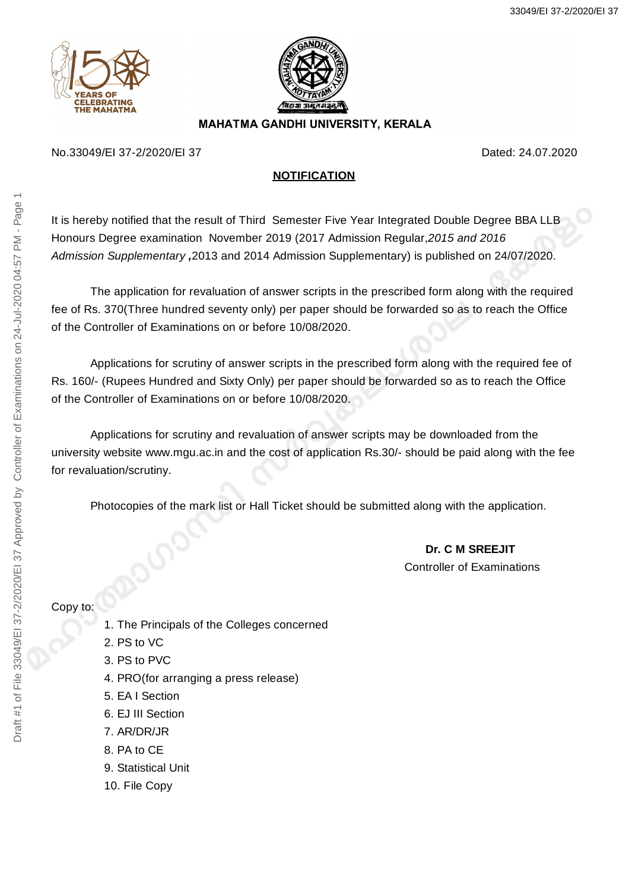**MAHATMA GANDHI UNIVERSITY, KERALA**

No.33049/EI 37-2/2020/EI 37 Dated: 24.07.2020

**NOTIFICATION**

It is hereby notified that the result of Third Semester Five Year Integrated Double Degree BBA LLB Honours Degree examination November 2019 (2017 Admission Regular,*2015 and 2016 Admission Supplementary* **,**2013 and 2014 Admission Supplementary) is published on 24/07/2020.

The application for revaluation of answer scripts in the prescribed form along with the required fee of Rs. 370(Three hundred seventy only) per paper should be forwarded so as to reach the Office of the Controller of Examinations on or before 10/08/2020.

Applications for scrutiny of answer scripts in the prescribed form along with the required fee of Rs. 160/- (Rupees Hundred and Sixty Only) per paper should be forwarded so as to reach the Office of the Controller of Examinations on or before 10/08/2020.

Applications for scrutiny and revaluation of answer scripts may be downloaded from the university website www.mgu.ac.in and the cost of application Rs.30/- should be paid along with the fee for revaluation/scrutiny.

Photocopies of the mark list or Hall Ticket should be submitted along with the application.

**Dr. C M SREEJIT**
Controller of Examinations

Copy to:

1. The Principals of the Colleges concerned
2. PS to VC
3. PS to PVC
4. PRO(for arranging a press release)
5. EA I Section
6. EJ III Section
7. AR/DR/JR
8. PA to CE
9. Statistical Unit
10. File Copy